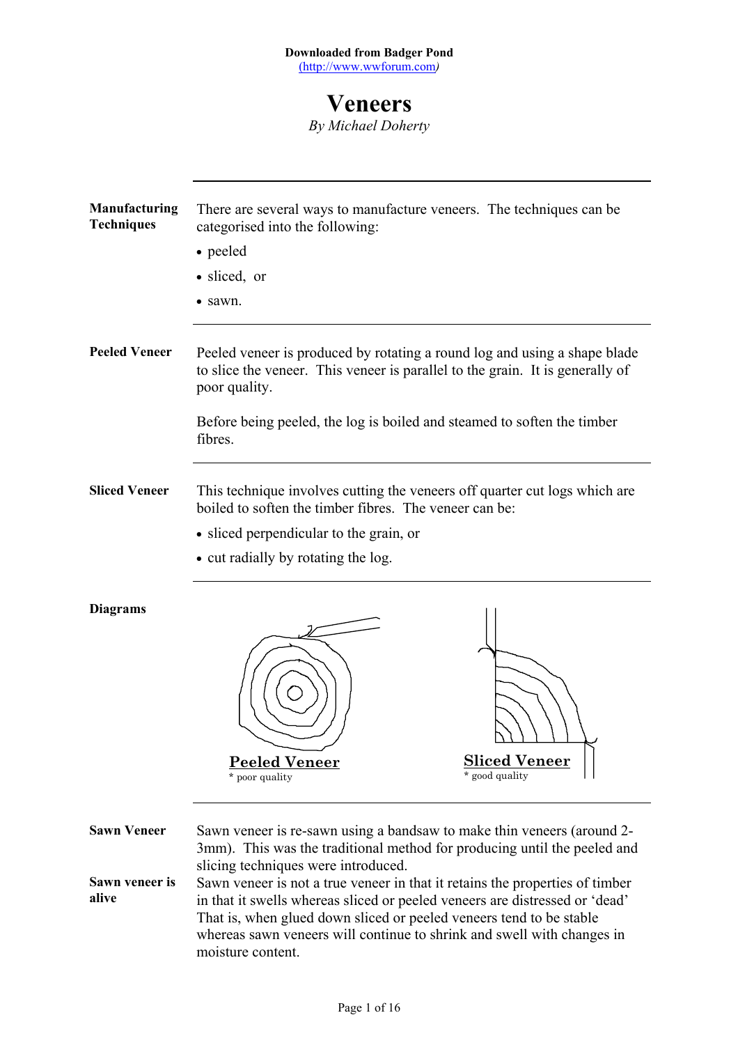**Downloaded from Badger Pond**
(http://www.wwforum.com)

# Veneers

*By Michael Doherty*

---

**Manufacturing Techniques**

There are several ways to manufacture veneers. The techniques can be categorised into the following:

- peeled
- sliced, or
- sawn.

---

**Peeled Veneer**

Peeled veneer is produced by rotating a round log and using a shape blade to slice the veneer. This veneer is parallel to the grain. It is generally of poor quality.

Before being peeled, the log is boiled and steamed to soften the timber fibres.

---

**Sliced Veneer**

This technique involves cutting the veneers off quarter cut logs which are boiled to soften the timber fibres. The veneer can be:

- sliced perpendicular to the grain, or
- cut radially by rotating the log.

---

**Diagrams**

**Peeled Veneer**
\* poor quality

**Sliced Veneer**
\* good quality

---

**Sawn Veneer**

Sawn veneer is re-sawn using a bandsaw to make thin veneers (around 2-3mm). This was the traditional method for producing until the peeled and slicing techniques were introduced.

**Sawn veneer is alive**

Sawn veneer is not a true veneer in that it retains the properties of timber in that it swells whereas sliced or peeled veneers are distressed or 'dead' That is, when glued down sliced or peeled veneers tend to be stable whereas sawn veneers will continue to shrink and swell with changes in moisture content.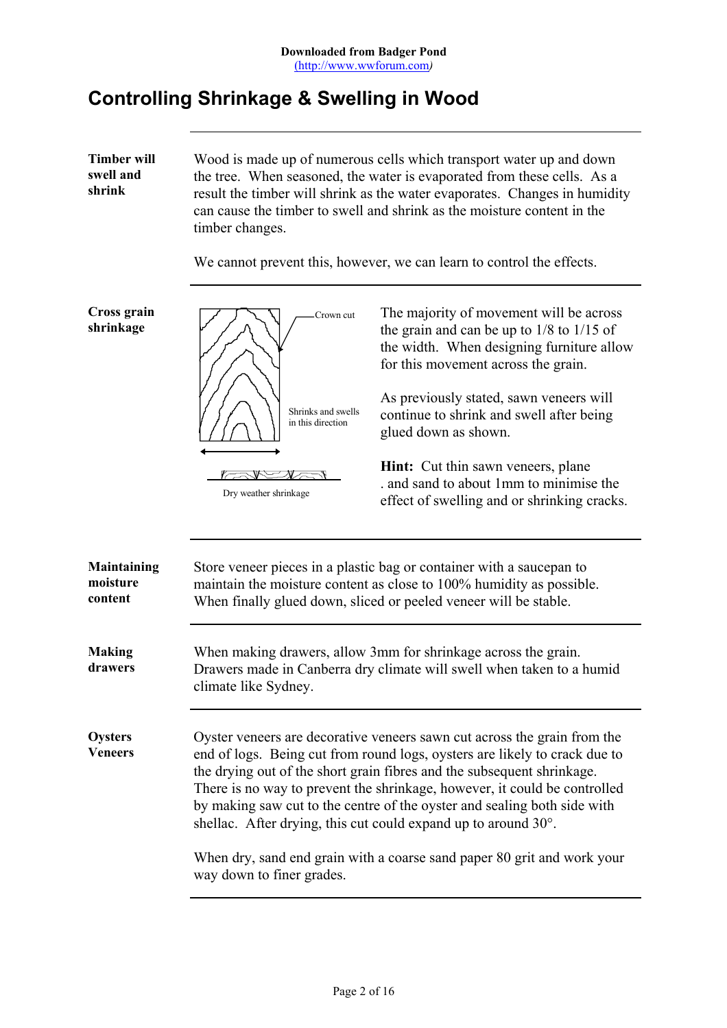Downloaded from Badger Pond
(http://www.wwforum.com)

# Controlling Shrinkage & Swelling in Wood

**Timber will swell and shrink**

Wood is made up of numerous cells which transport water up and down the tree. When seasoned, the water is evaporated from these cells. As a result the timber will shrink as the water evaporates. Changes in humidity can cause the timber to swell and shrink as the moisture content in the timber changes.

We cannot prevent this, however, we can learn to control the effects.

**Cross grain shrinkage**

Crown cut

Shrinks and swells in this direction

Dry weather shrinkage

The majority of movement will be across the grain and can be up to 1/8 to 1/15 of the width. When designing furniture allow for this movement across the grain.

As previously stated, sawn veneers will continue to shrink and swell after being glued down as shown.

**Hint:** Cut thin sawn veneers, plane . and sand to about 1mm to minimise the effect of swelling and or shrinking cracks.

**Maintaining moisture content**

Store veneer pieces in a plastic bag or container with a saucepan to maintain the moisture content as close to 100% humidity as possible. When finally glued down, sliced or peeled veneer will be stable.

**Making drawers**

When making drawers, allow 3mm for shrinkage across the grain. Drawers made in Canberra dry climate will swell when taken to a humid climate like Sydney.

**Oysters Veneers**

Oyster veneers are decorative veneers sawn cut across the grain from the end of logs. Being cut from round logs, oysters are likely to crack due to the drying out of the short grain fibres and the subsequent shrinkage. There is no way to prevent the shrinkage, however, it could be controlled by making saw cut to the centre of the oyster and sealing both side with shellac. After drying, this cut could expand up to around 30°.

When dry, sand end grain with a coarse sand paper 80 grit and work your way down to finer grades.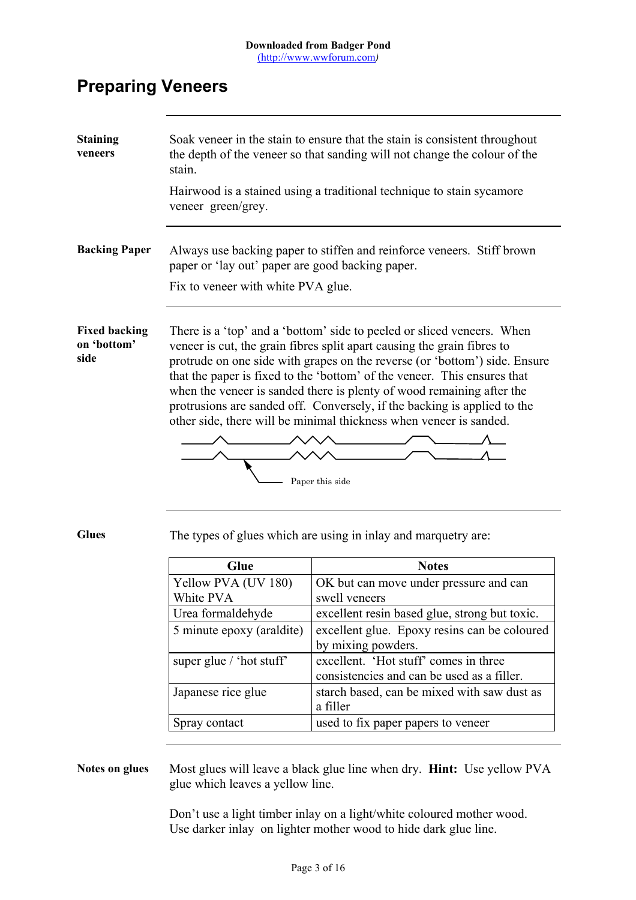Downloaded from Badger Pond
(http://www.wwforum.com)

# Preparing Veneers

**Staining veneers**

Soak veneer in the stain to ensure that the stain is consistent throughout the depth of the veneer so that sanding will not change the colour of the stain.

Hairwood is a stained using a traditional technique to stain sycamore veneer green/grey.

**Backing Paper**

Always use backing paper to stiffen and reinforce veneers. Stiff brown paper or 'lay out' paper are good backing paper.

Fix to veneer with white PVA glue.

**Fixed backing on 'bottom' side**

There is a 'top' and a 'bottom' side to peeled or sliced veneers. When veneer is cut, the grain fibres split apart causing the grain fibres to protrude on one side with grapes on the reverse (or 'bottom') side. Ensure that the paper is fixed to the 'bottom' of the veneer. This ensures that when the veneer is sanded there is plenty of wood remaining after the protrusions are sanded off. Conversely, if the backing is applied to the other side, there will be minimal thickness when veneer is sanded.

Paper this side

**Glues**

The types of glues which are using in inlay and marquetry are:

| Glue | Notes |
|---|---|
| Yellow PVA (UV 180)<br>White PVA | OK but can move under pressure and can swell veneers |
| Urea formaldehyde | excellent resin based glue, strong but toxic. |
| 5 minute epoxy (araldite) | excellent glue. Epoxy resins can be coloured by mixing powders. |
| super glue / 'hot stuff' | excellent. 'Hot stuff' comes in three consistencies and can be used as a filler. |
| Japanese rice glue | starch based, can be mixed with saw dust as a filler |
| Spray contact | used to fix paper papers to veneer |

**Notes on glues**

Most glues will leave a black glue line when dry. **Hint:** Use yellow PVA glue which leaves a yellow line.

Don't use a light timber inlay on a light/white coloured mother wood. Use darker inlay on lighter mother wood to hide dark glue line.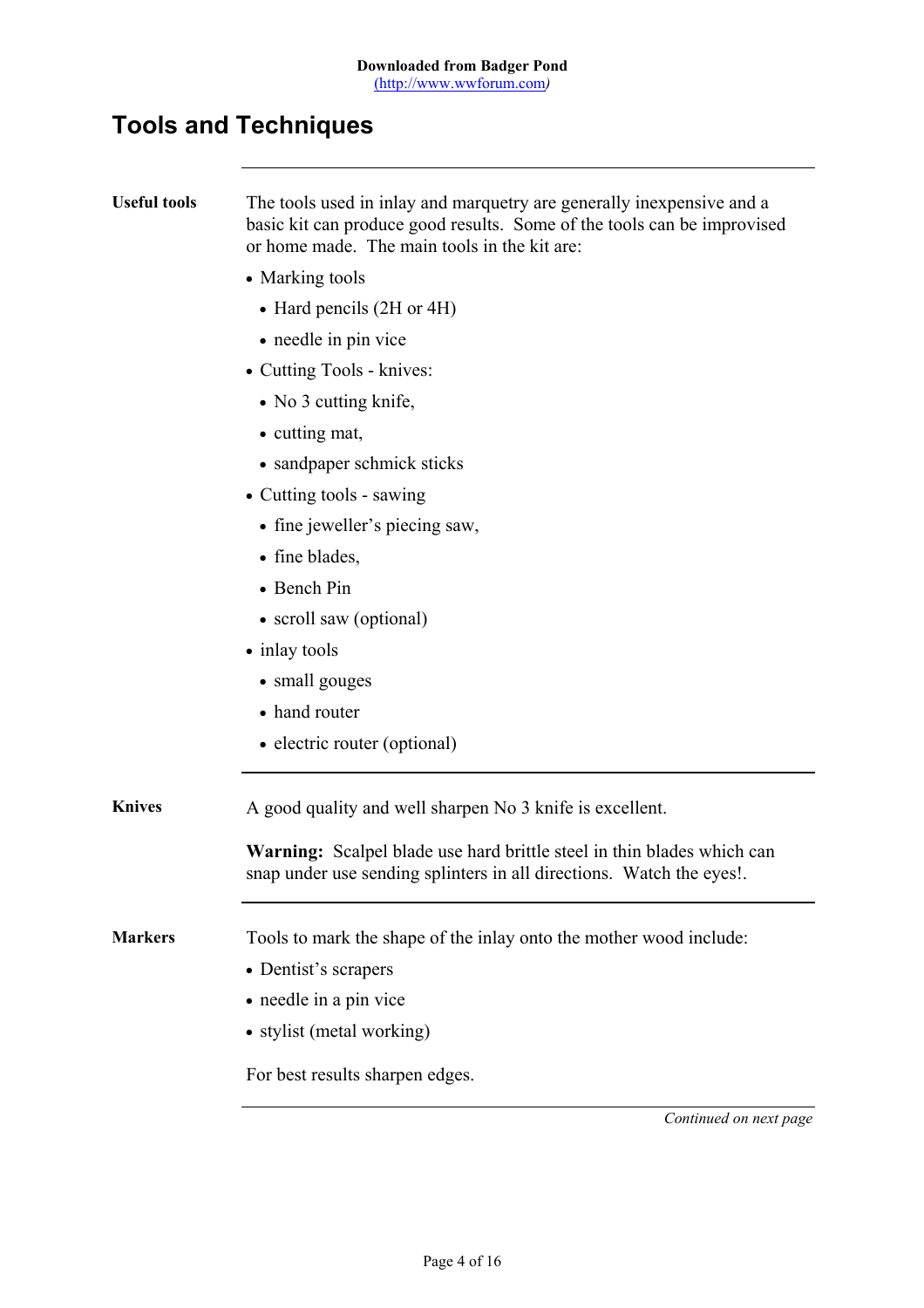# Tools and Techniques

**Useful tools**

The tools used in inlay and marquetry are generally inexpensive and a basic kit can produce good results. Some of the tools can be improvised or home made. The main tools in the kit are:

- Marking tools
  - Hard pencils (2H or 4H)
  - needle in pin vice
- Cutting Tools - knives:
  - No 3 cutting knife,
  - cutting mat,
  - sandpaper schmick sticks
- Cutting tools - sawing
  - fine jeweller's piecing saw,
  - fine blades,
  - Bench Pin
  - scroll saw (optional)
- inlay tools
  - small gouges
  - hand router
  - electric router (optional)

**Knives**

A good quality and well sharpen No 3 knife is excellent.

**Warning:** Scalpel blade use hard brittle steel in thin blades which can snap under use sending splinters in all directions. Watch the eyes!.

**Markers**

Tools to mark the shape of the inlay onto the mother wood include:

- Dentist's scrapers
- needle in a pin vice
- stylist (metal working)

For best results sharpen edges.

*Continued on next page*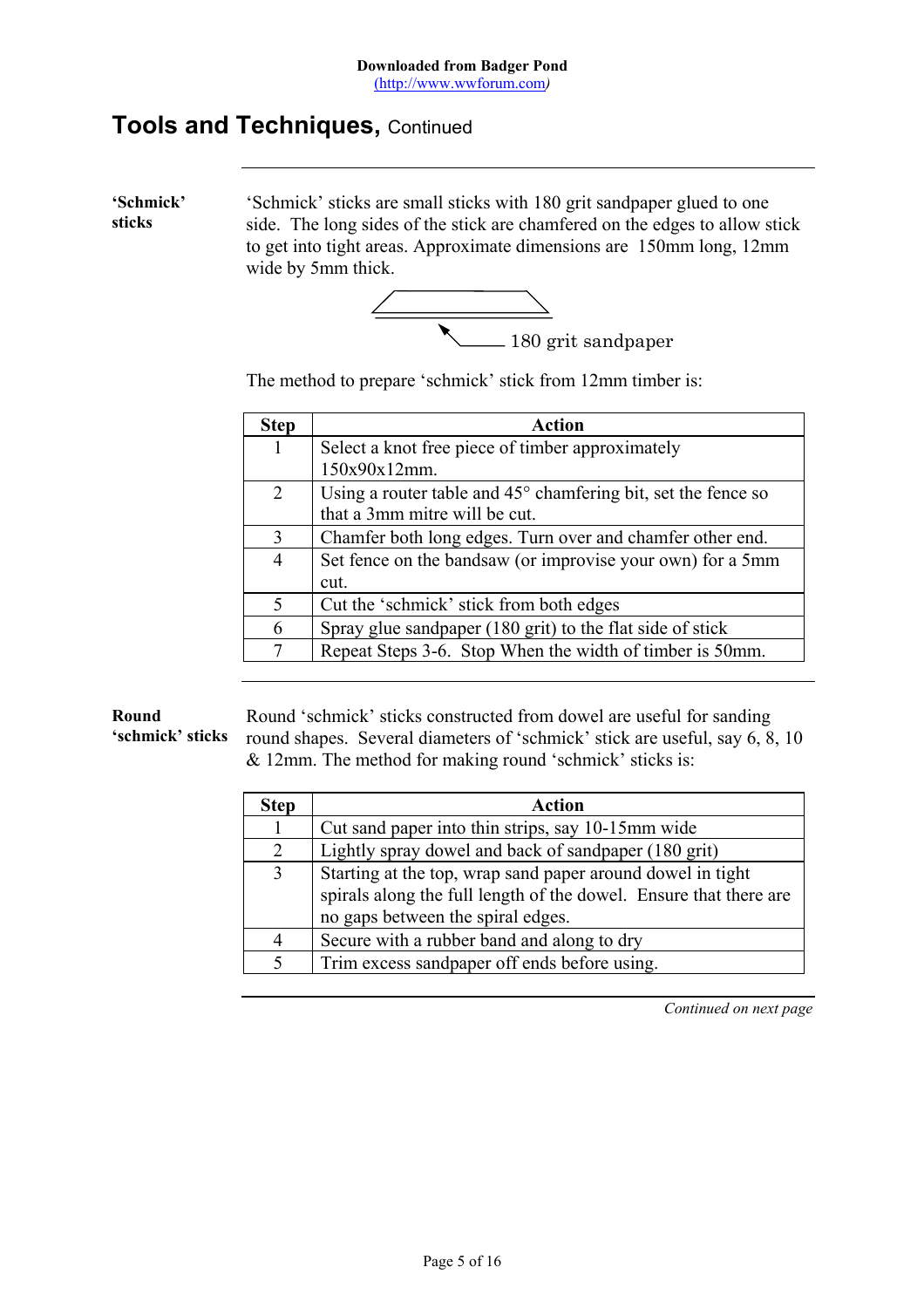## Tools and Techniques, Continued

**'Schmick' sticks**

'Schmick' sticks are small sticks with 180 grit sandpaper glued to one side. The long sides of the stick are chamfered on the edges to allow stick to get into tight areas. Approximate dimensions are 150mm long, 12mm wide by 5mm thick.

180 grit sandpaper

The method to prepare 'schmick' stick from 12mm timber is:

| Step | Action |
|---|---|
| 1 | Select a knot free piece of timber approximately 150x90x12mm. |
| 2 | Using a router table and 45° chamfering bit, set the fence so that a 3mm mitre will be cut. |
| 3 | Chamfer both long edges. Turn over and chamfer other end. |
| 4 | Set fence on the bandsaw (or improvise your own) for a 5mm cut. |
| 5 | Cut the 'schmick' stick from both edges |
| 6 | Spray glue sandpaper (180 grit) to the flat side of stick |
| 7 | Repeat Steps 3-6. Stop When the width of timber is 50mm. |

**Round 'schmick' sticks**

Round 'schmick' sticks constructed from dowel are useful for sanding round shapes. Several diameters of 'schmick' stick are useful, say 6, 8, 10 & 12mm. The method for making round 'schmick' sticks is:

| Step | Action |
|---|---|
| 1 | Cut sand paper into thin strips, say 10-15mm wide |
| 2 | Lightly spray dowel and back of sandpaper (180 grit) |
| 3 | Starting at the top, wrap sand paper around dowel in tight spirals along the full length of the dowel. Ensure that there are no gaps between the spiral edges. |
| 4 | Secure with a rubber band and along to dry |
| 5 | Trim excess sandpaper off ends before using. |

*Continued on next page*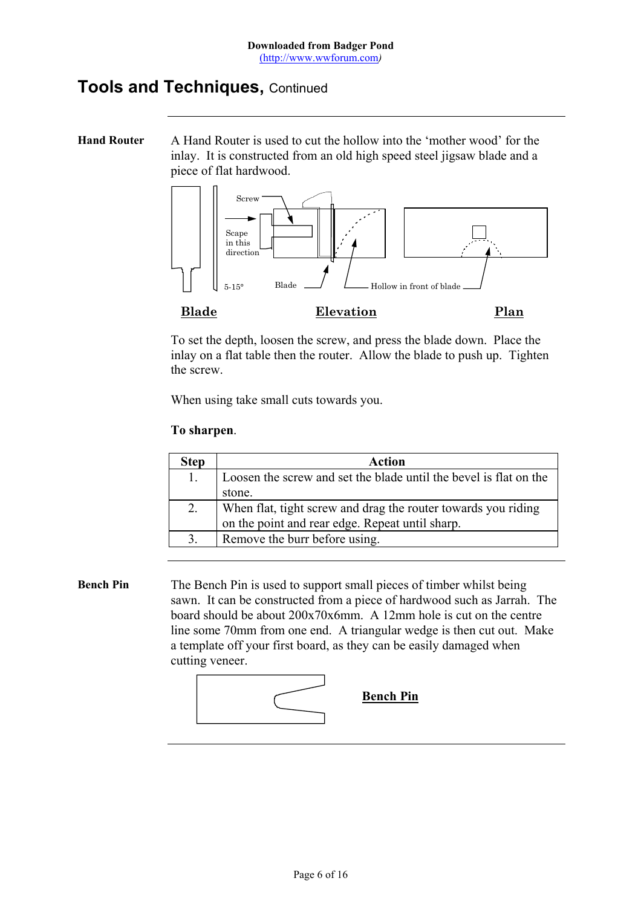Downloaded from Badger Pond
(http://www.wwforum.com)

# Tools and Techniques, Continued

**Hand Router**

A Hand Router is used to cut the hollow into the 'mother wood' for the inlay. It is constructed from an old high speed steel jigsaw blade and a piece of flat hardwood.

Screw

Scape in this direction

5-15°

Blade

Hollow in front of blade

**Blade** **Elevation** **Plan**

To set the depth, loosen the screw, and press the blade down. Place the inlay on a flat table then the router. Allow the blade to push up. Tighten the screw.

When using take small cuts towards you.

**To sharpen**.

| Step | Action |
|---|---|
| 1. | Loosen the screw and set the blade until the bevel is flat on the stone. |
| 2. | When flat, tight screw and drag the router towards you riding on the point and rear edge. Repeat until sharp. |
| 3. | Remove the burr before using. |

**Bench Pin**

The Bench Pin is used to support small pieces of timber whilst being sawn. It can be constructed from a piece of hardwood such as Jarrah. The board should be about 200x70x6mm. A 12mm hole is cut on the centre line some 70mm from one end. A triangular wedge is then cut out. Make a template off your first board, as they can be easily damaged when cutting veneer.

**Bench Pin**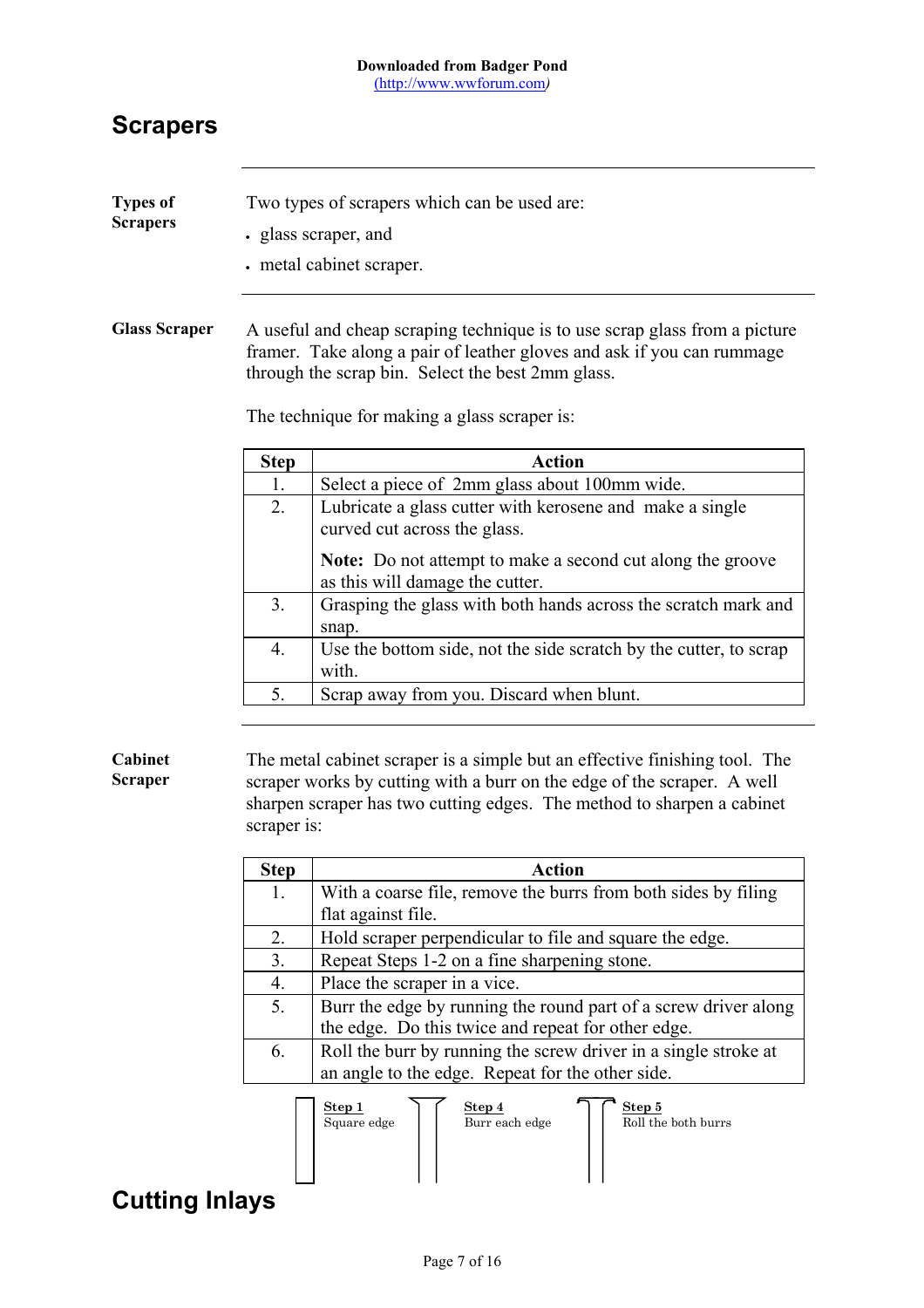Downloaded from Badger Pond
(http://www.wwforum.com)

## Scrapers

**Types of Scrapers**

Two types of scrapers which can be used are:

- glass scraper, and
- metal cabinet scraper.

**Glass Scraper**

A useful and cheap scraping technique is to use scrap glass from a picture framer. Take along a pair of leather gloves and ask if you can rummage through the scrap bin. Select the best 2mm glass.

The technique for making a glass scraper is:

| Step | Action |
|---|---|
| 1. | Select a piece of 2mm glass about 100mm wide. |
| 2. | Lubricate a glass cutter with kerosene and make a single curved cut across the glass. **Note:** Do not attempt to make a second cut along the groove as this will damage the cutter. |
| 3. | Grasping the glass with both hands across the scratch mark and snap. |
| 4. | Use the bottom side, not the side scratch by the cutter, to scrap with. |
| 5. | Scrap away from you. Discard when blunt. |

**Cabinet Scraper**

The metal cabinet scraper is a simple but an effective finishing tool. The scraper works by cutting with a burr on the edge of the scraper. A well sharpen scraper has two cutting edges. The method to sharpen a cabinet scraper is:

| Step | Action |
|---|---|
| 1. | With a coarse file, remove the burrs from both sides by filing flat against file. |
| 2. | Hold scraper perpendicular to file and square the edge. |
| 3. | Repeat Steps 1-2 on a fine sharpening stone. |
| 4. | Place the scraper in a vice. |
| 5. | Burr the edge by running the round part of a screw driver along the edge. Do this twice and repeat for other edge. |
| 6. | Roll the burr by running the screw driver in a single stroke at an angle to the edge. Repeat for the other side. |

**Step 1** Square edge

**Step 4** Burr each edge

**Step 5** Roll the both burrs

## Cutting Inlays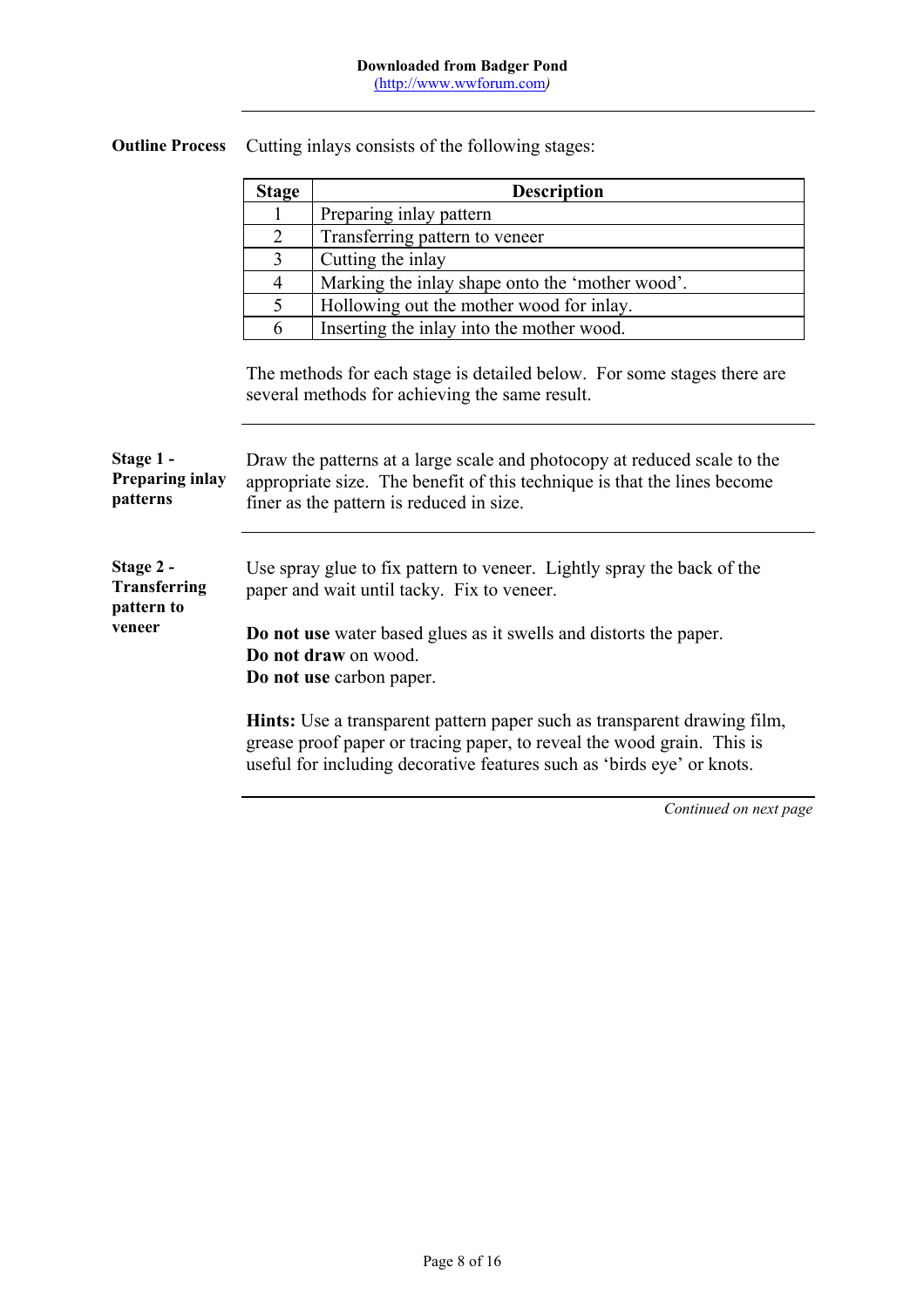**Outline Process**

Cutting inlays consists of the following stages:

| Stage | Description |
|---|---|
| 1 | Preparing inlay pattern |
| 2 | Transferring pattern to veneer |
| 3 | Cutting the inlay |
| 4 | Marking the inlay shape onto the 'mother wood'. |
| 5 | Hollowing out the mother wood for inlay. |
| 6 | Inserting the inlay into the mother wood. |

The methods for each stage is detailed below. For some stages there are several methods for achieving the same result.

---

**Stage 1 - Preparing inlay patterns**

Draw the patterns at a large scale and photocopy at reduced scale to the appropriate size. The benefit of this technique is that the lines become finer as the pattern is reduced in size.

---

**Stage 2 - Transferring pattern to veneer**

Use spray glue to fix pattern to veneer. Lightly spray the back of the paper and wait until tacky. Fix to veneer.

**Do not use** water based glues as it swells and distorts the paper.
**Do not draw** on wood.
**Do not use** carbon paper.

**Hints:** Use a transparent pattern paper such as transparent drawing film, grease proof paper or tracing paper, to reveal the wood grain. This is useful for including decorative features such as 'birds eye' or knots.

*Continued on next page*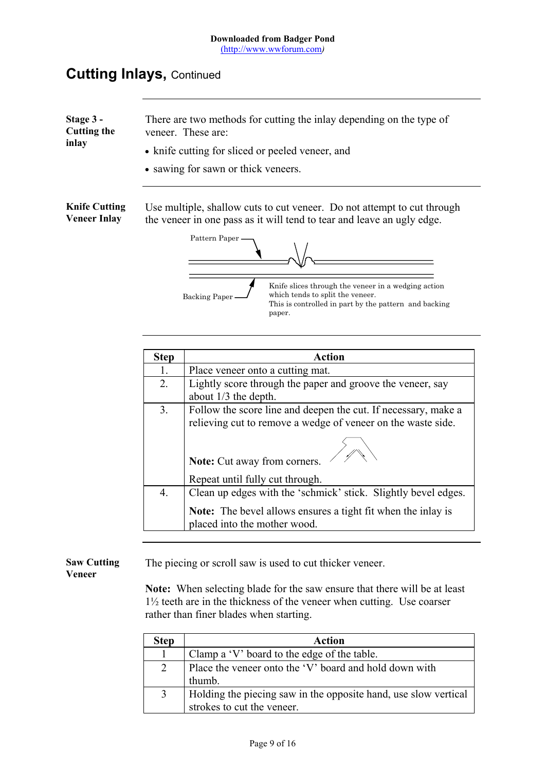Downloaded from Badger Pond
(http://www.wwforum.com)

# Cutting Inlays, Continued

**Stage 3 - Cutting the inlay**

There are two methods for cutting the inlay depending on the type of veneer. These are:

- knife cutting for sliced or peeled veneer, and
- sawing for sawn or thick veneers.

**Knife Cutting Veneer Inlay**

Use multiple, shallow cuts to cut veneer. Do not attempt to cut through the veneer in one pass as it will tend to tear and leave an ugly edge.

Pattern Paper

Backing Paper

Knife slices through the veneer in a wedging action which tends to split the veneer.
This is controlled in part by the pattern and backing paper.

| Step | Action |
|---|---|
| 1. | Place veneer onto a cutting mat. |
| 2. | Lightly score through the paper and groove the veneer, say about 1/3 the depth. |
| 3. | Follow the score line and deepen the cut. If necessary, make a relieving cut to remove a wedge of veneer on the waste side. **Note:** Cut away from corners. Repeat until fully cut through. |
| 4. | Clean up edges with the 'schmick' stick. Slightly bevel edges. **Note:** The bevel allows ensures a tight fit when the inlay is placed into the mother wood. |

**Saw Cutting Veneer**

The piecing or scroll saw is used to cut thicker veneer.

**Note:** When selecting blade for the saw ensure that there will be at least 1½ teeth are in the thickness of the veneer when cutting. Use coarser rather than finer blades when starting.

| Step | Action |
|---|---|
| 1 | Clamp a 'V' board to the edge of the table. |
| 2 | Place the veneer onto the 'V' board and hold down with thumb. |
| 3 | Holding the piecing saw in the opposite hand, use slow vertical strokes to cut the veneer. |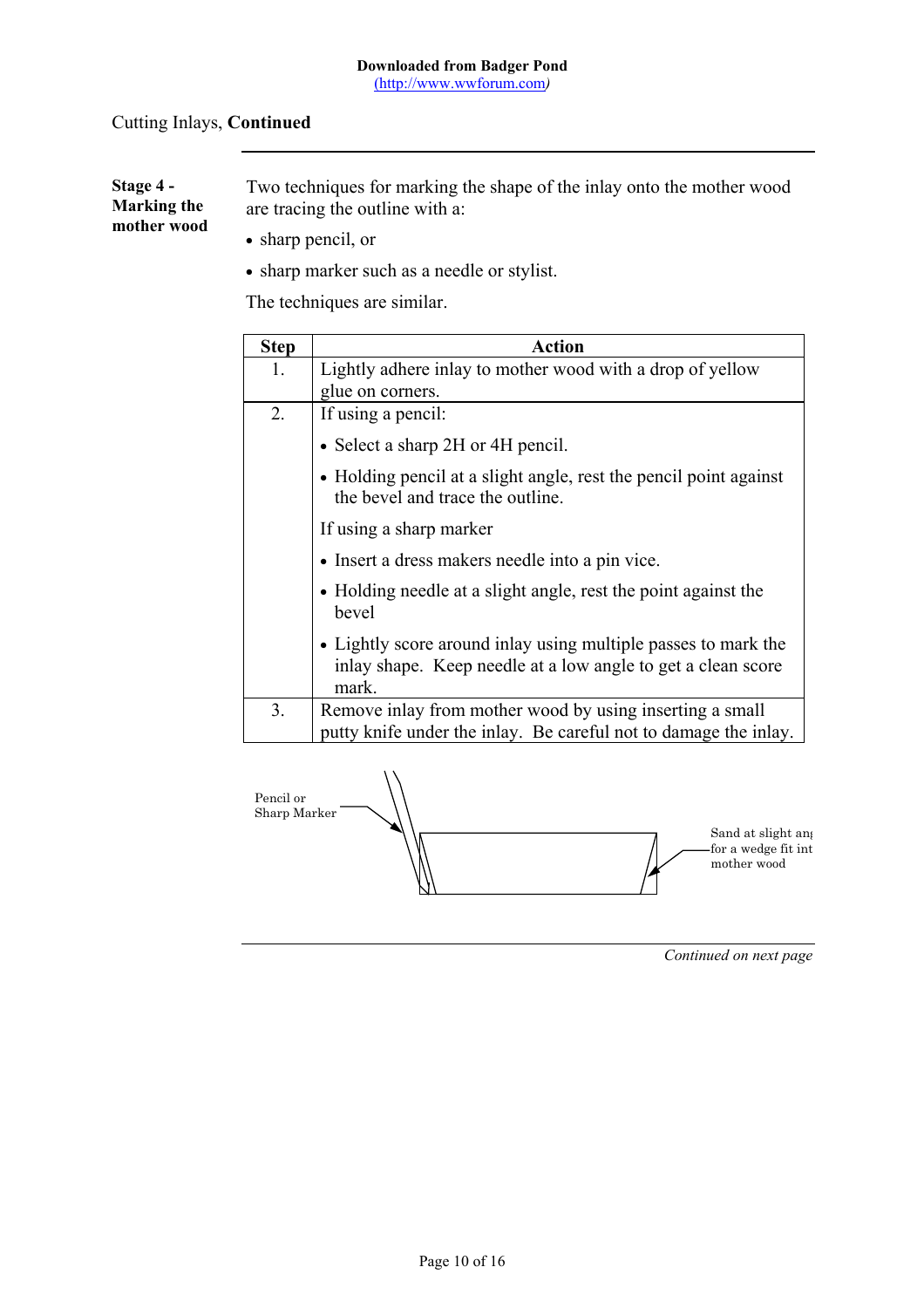Downloaded from Badger Pond
(http://www.wwforum.com)

Cutting Inlays, **Continued**

**Stage 4 - Marking the mother wood**

Two techniques for marking the shape of the inlay onto the mother wood are tracing the outline with a:

- sharp pencil, or
- sharp marker such as a needle or stylist.

The techniques are similar.

| Step | Action |
|---|---|
| 1. | Lightly adhere inlay to mother wood with a drop of yellow glue on corners. |
| 2. | If using a pencil:<br>• Select a sharp 2H or 4H pencil.<br>• Holding pencil at a slight angle, rest the pencil point against the bevel and trace the outline.<br>If using a sharp marker<br>• Insert a dress makers needle into a pin vice.<br>• Holding needle at a slight angle, rest the point against the bevel<br>• Lightly score around inlay using multiple passes to mark the inlay shape. Keep needle at a low angle to get a clean score mark. |
| 3. | Remove inlay from mother wood by using inserting a small putty knife under the inlay. Be careful not to damage the inlay. |

Pencil or Sharp Marker

Sand at slight ang for a wedge fit int mother wood

*Continued on next page*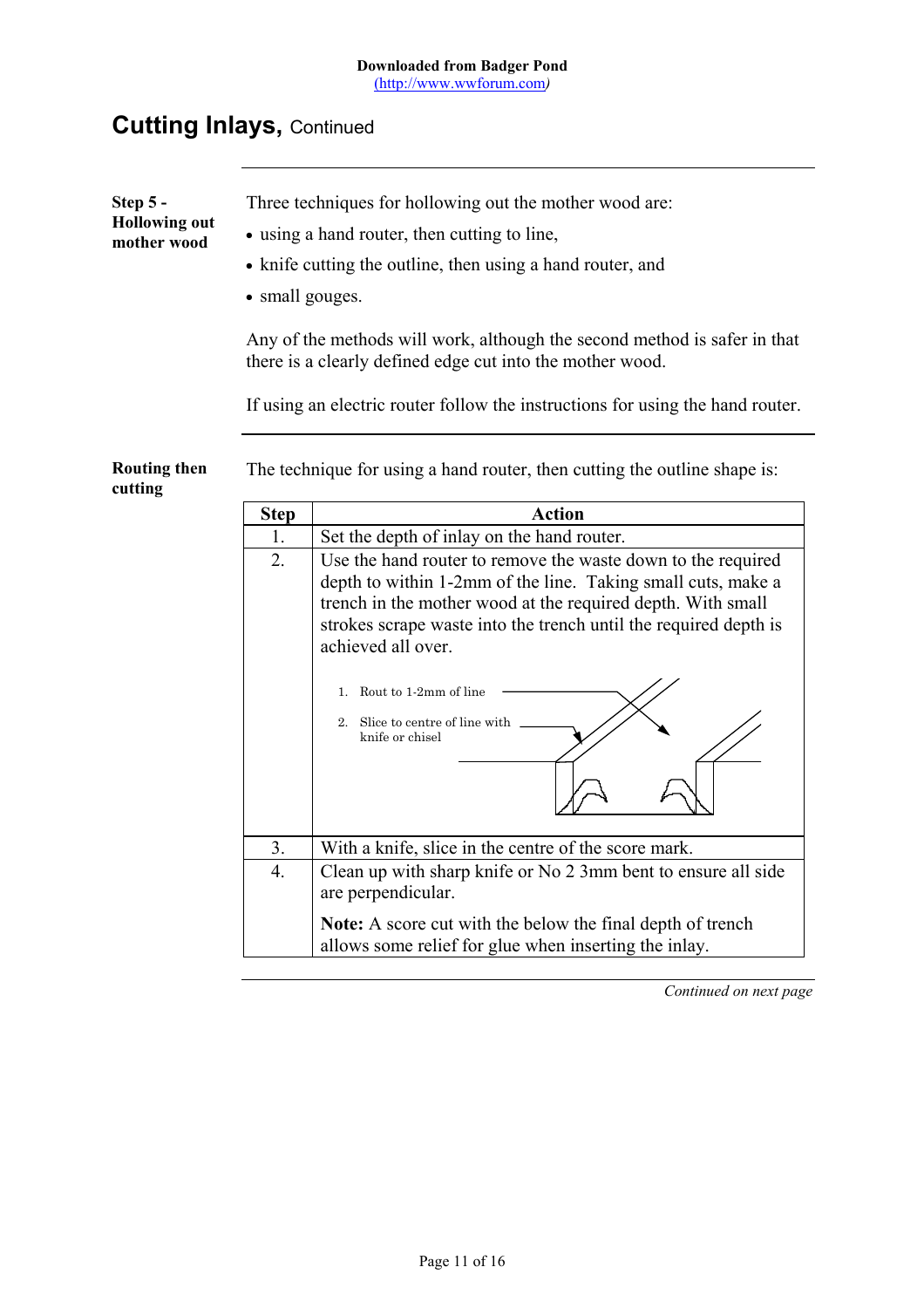Downloaded from Badger Pond
(http://www.wwforum.com)

# Cutting Inlays, Continued

**Step 5 - Hollowing out mother wood**

Three techniques for hollowing out the mother wood are:

- using a hand router, then cutting to line,
- knife cutting the outline, then using a hand router, and
- small gouges.

Any of the methods will work, although the second method is safer in that there is a clearly defined edge cut into the mother wood.

If using an electric router follow the instructions for using the hand router.

**Routing then cutting**

The technique for using a hand router, then cutting the outline shape is:

| Step | Action |
|---|---|
| 1. | Set the depth of inlay on the hand router. |
| 2. | Use the hand router to remove the waste down to the required depth to within 1-2mm of the line. Taking small cuts, make a trench in the mother wood at the required depth. With small strokes scrape waste into the trench until the required depth is achieved all over.<br><br>1. Rout to 1-2mm of line<br>2. Slice to centre of line with knife or chisel |
| 3. | With a knife, slice in the centre of the score mark. |
| 4. | Clean up with sharp knife or No 2 3mm bent to ensure all side are perpendicular.<br><br>**Note:** A score cut with the below the final depth of trench allows some relief for glue when inserting the inlay. |

*Continued on next page*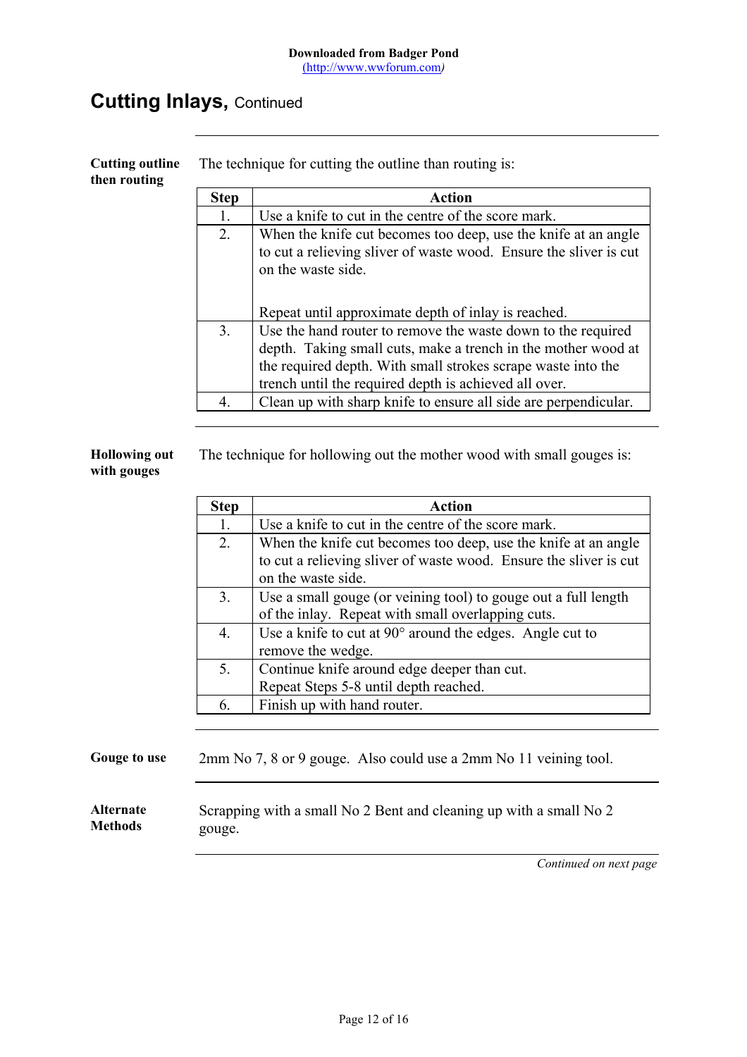# Cutting Inlays, Continued

**Cutting outline then routing**

The technique for cutting the outline than routing is:

| Step | Action |
|---|---|
| 1. | Use a knife to cut in the centre of the score mark. |
| 2. | When the knife cut becomes too deep, use the knife at an angle to cut a relieving sliver of waste wood. Ensure the sliver is cut on the waste side.<br><br>Repeat until approximate depth of inlay is reached. |
| 3. | Use the hand router to remove the waste down to the required depth. Taking small cuts, make a trench in the mother wood at the required depth. With small strokes scrape waste into the trench until the required depth is achieved all over. |
| 4. | Clean up with sharp knife to ensure all side are perpendicular. |

**Hollowing out with gouges**

The technique for hollowing out the mother wood with small gouges is:

| Step | Action |
|---|---|
| 1. | Use a knife to cut in the centre of the score mark. |
| 2. | When the knife cut becomes too deep, use the knife at an angle to cut a relieving sliver of waste wood. Ensure the sliver is cut on the waste side. |
| 3. | Use a small gouge (or veining tool) to gouge out a full length of the inlay. Repeat with small overlapping cuts. |
| 4. | Use a knife to cut at 90° around the edges. Angle cut to remove the wedge. |
| 5. | Continue knife around edge deeper than cut.<br>Repeat Steps 5-8 until depth reached. |
| 6. | Finish up with hand router. |

**Gouge to use**

2mm No 7, 8 or 9 gouge. Also could use a 2mm No 11 veining tool.

**Alternate Methods**

Scrapping with a small No 2 Bent and cleaning up with a small No 2 gouge.

*Continued on next page*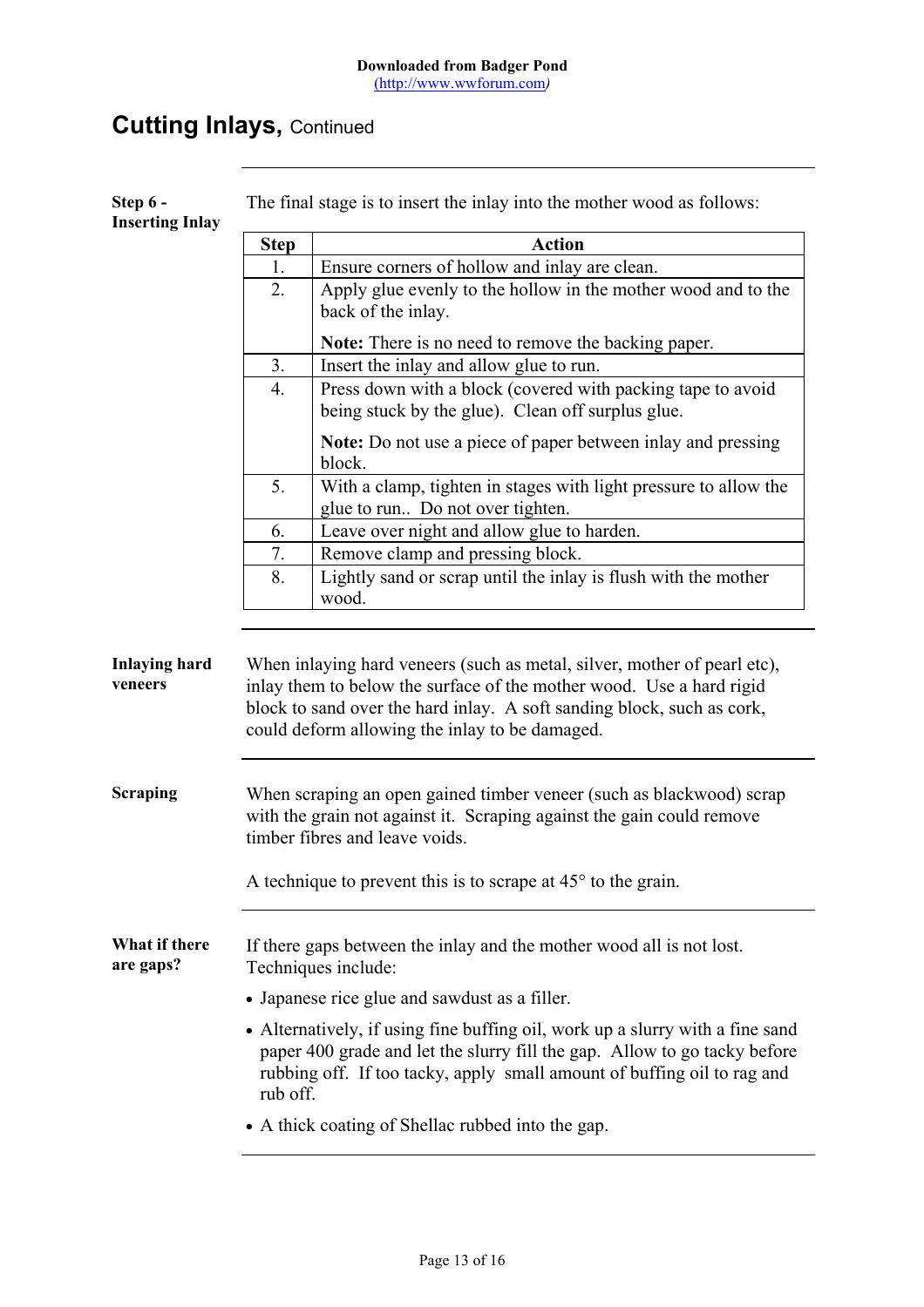## Cutting Inlays, Continued

**Step 6 - Inserting Inlay**

The final stage is to insert the inlay into the mother wood as follows:

| Step | Action |
|---|---|
| 1. | Ensure corners of hollow and inlay are clean. |
| 2. | Apply glue evenly to the hollow in the mother wood and to the back of the inlay.<br><br>**Note:** There is no need to remove the backing paper. |
| 3. | Insert the inlay and allow glue to run. |
| 4. | Press down with a block (covered with packing tape to avoid being stuck by the glue). Clean off surplus glue.<br><br>**Note:** Do not use a piece of paper between inlay and pressing block. |
| 5. | With a clamp, tighten in stages with light pressure to allow the glue to run.. Do not over tighten. |
| 6. | Leave over night and allow glue to harden. |
| 7. | Remove clamp and pressing block. |
| 8. | Lightly sand or scrap until the inlay is flush with the mother wood. |

**Inlaying hard veneers**

When inlaying hard veneers (such as metal, silver, mother of pearl etc), inlay them to below the surface of the mother wood. Use a hard rigid block to sand over the hard inlay. A soft sanding block, such as cork, could deform allowing the inlay to be damaged.

**Scraping**

When scraping an open gained timber veneer (such as blackwood) scrap with the grain not against it. Scraping against the gain could remove timber fibres and leave voids.

A technique to prevent this is to scrape at 45° to the grain.

**What if there are gaps?**

If there gaps between the inlay and the mother wood all is not lost. Techniques include:

- Japanese rice glue and sawdust as a filler.
- Alternatively, if using fine buffing oil, work up a slurry with a fine sand paper 400 grade and let the slurry fill the gap. Allow to go tacky before rubbing off. If too tacky, apply small amount of buffing oil to rag and rub off.
- A thick coating of Shellac rubbed into the gap.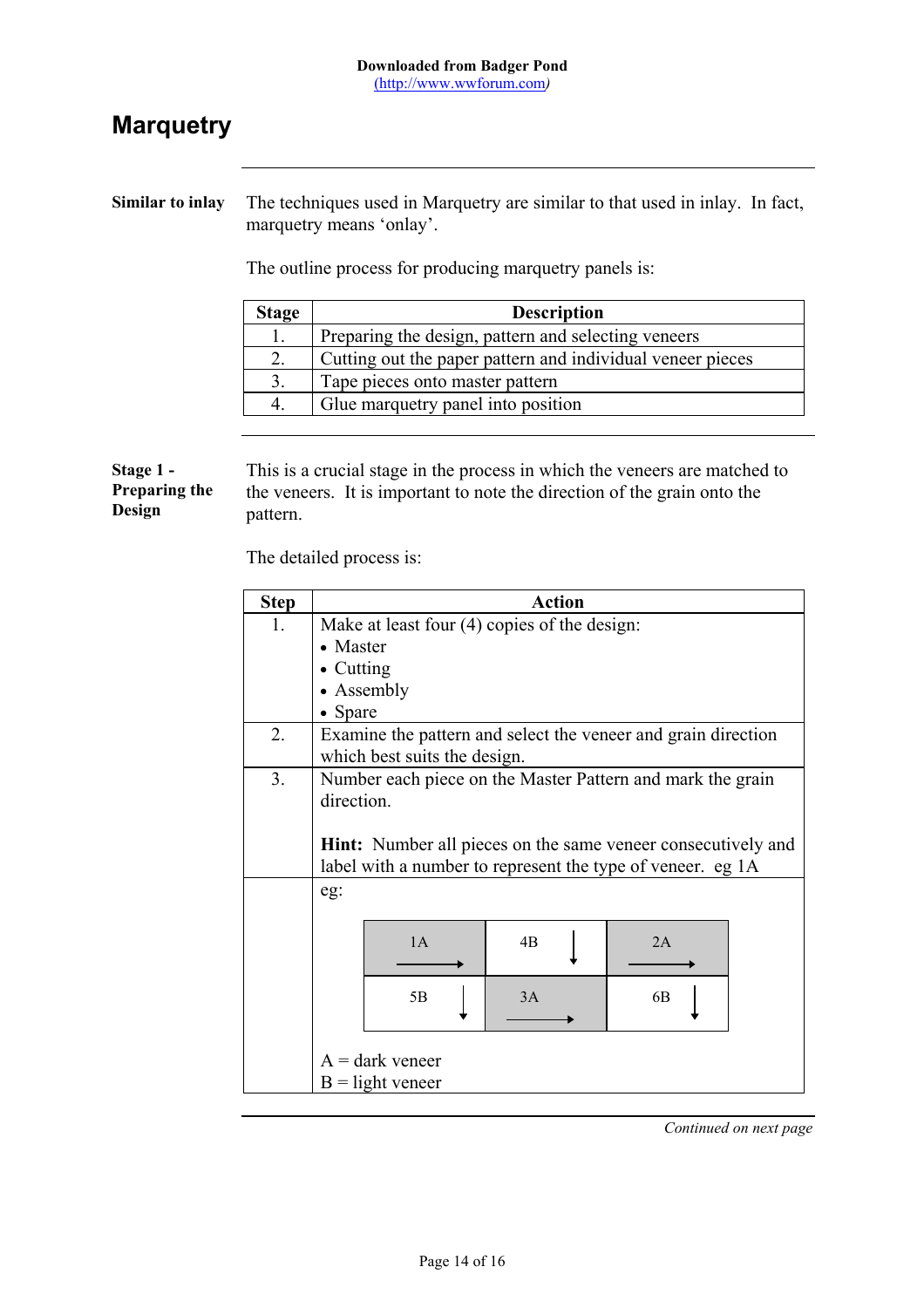Downloaded from Badger Pond
(http://www.wwforum.com)

# Marquetry

**Similar to inlay**

The techniques used in Marquetry are similar to that used in inlay. In fact, marquetry means 'onlay'.

The outline process for producing marquetry panels is:

| Stage | Description |
|---|---|
| 1. | Preparing the design, pattern and selecting veneers |
| 2. | Cutting out the paper pattern and individual veneer pieces |
| 3. | Tape pieces onto master pattern |
| 4. | Glue marquetry panel into position |

**Stage 1 - Preparing the Design**

This is a crucial stage in the process in which the veneers are matched to the veneers. It is important to note the direction of the grain onto the pattern.

The detailed process is:

| Step | Action |
|---|---|
| 1. | Make at least four (4) copies of the design:<br>• Master<br>• Cutting<br>• Assembly<br>• Spare |
| 2. | Examine the pattern and select the veneer and grain direction which best suits the design. |
| 3. | Number each piece on the Master Pattern and mark the grain direction.<br><br>**Hint:** Number all pieces on the same veneer consecutively and label with a number to represent the type of veneer. eg 1A |
| | eg:<br><br>1A → \| 4B ↓ \| 2A →<br>5B ↓ \| 3A → \| 6B ↓<br><br>A = dark veneer<br>B = light veneer |

*Continued on next page*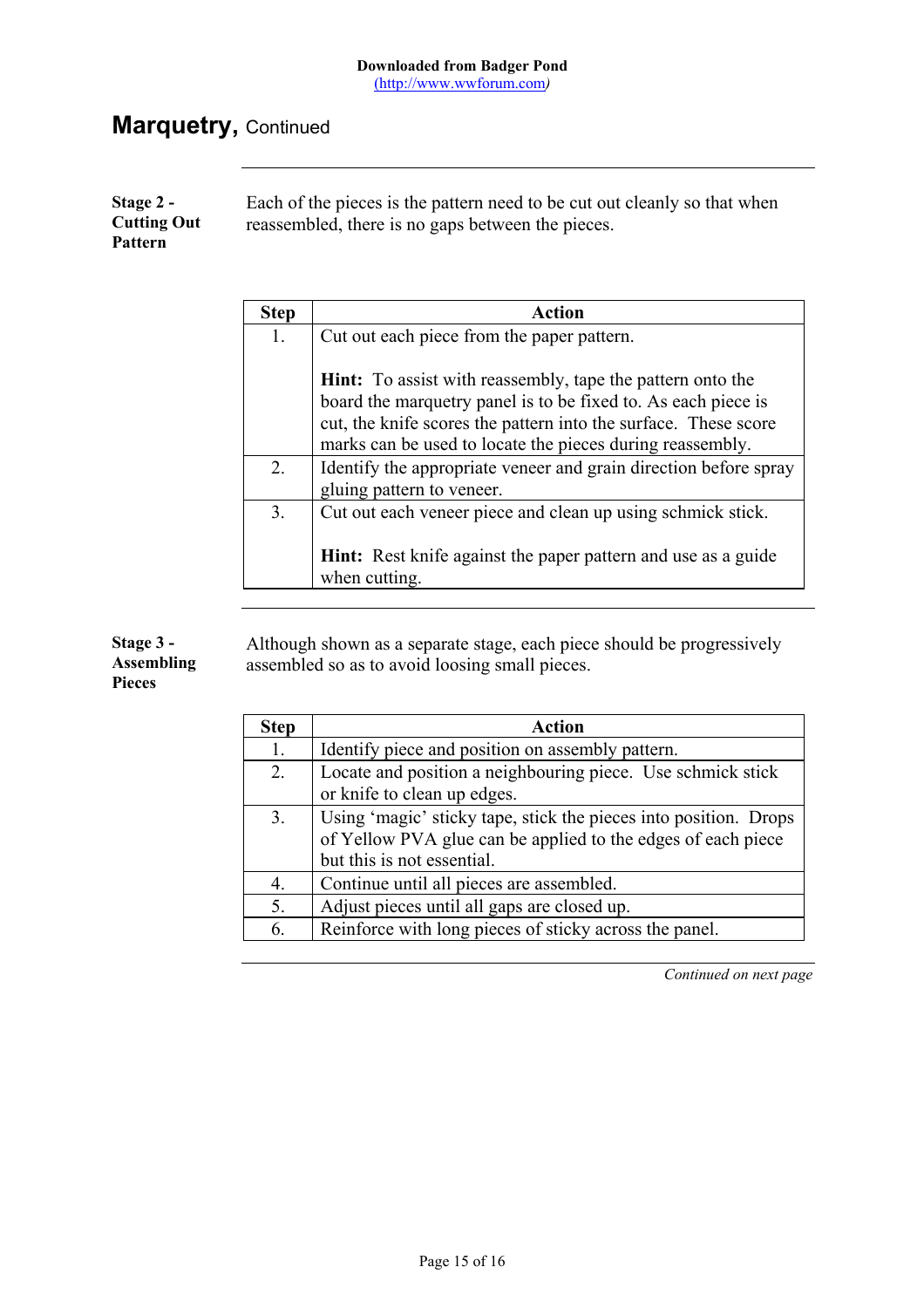# Marquetry, Continued

**Stage 2 - Cutting Out Pattern**

Each of the pieces is the pattern need to be cut out cleanly so that when reassembled, there is no gaps between the pieces.

| Step | Action |
|---|---|
| 1. | Cut out each piece from the paper pattern.<br><br>**Hint:** To assist with reassembly, tape the pattern onto the board the marquetry panel is to be fixed to. As each piece is cut, the knife scores the pattern into the surface. These score marks can be used to locate the pieces during reassembly. |
| 2. | Identify the appropriate veneer and grain direction before spray gluing pattern to veneer. |
| 3. | Cut out each veneer piece and clean up using schmick stick.<br><br>**Hint:** Rest knife against the paper pattern and use as a guide when cutting. |

**Stage 3 - Assembling Pieces**

Although shown as a separate stage, each piece should be progressively assembled so as to avoid loosing small pieces.

| Step | Action |
|---|---|
| 1. | Identify piece and position on assembly pattern. |
| 2. | Locate and position a neighbouring piece. Use schmick stick or knife to clean up edges. |
| 3. | Using 'magic' sticky tape, stick the pieces into position. Drops of Yellow PVA glue can be applied to the edges of each piece but this is not essential. |
| 4. | Continue until all pieces are assembled. |
| 5. | Adjust pieces until all gaps are closed up. |
| 6. | Reinforce with long pieces of sticky across the panel. |

*Continued on next page*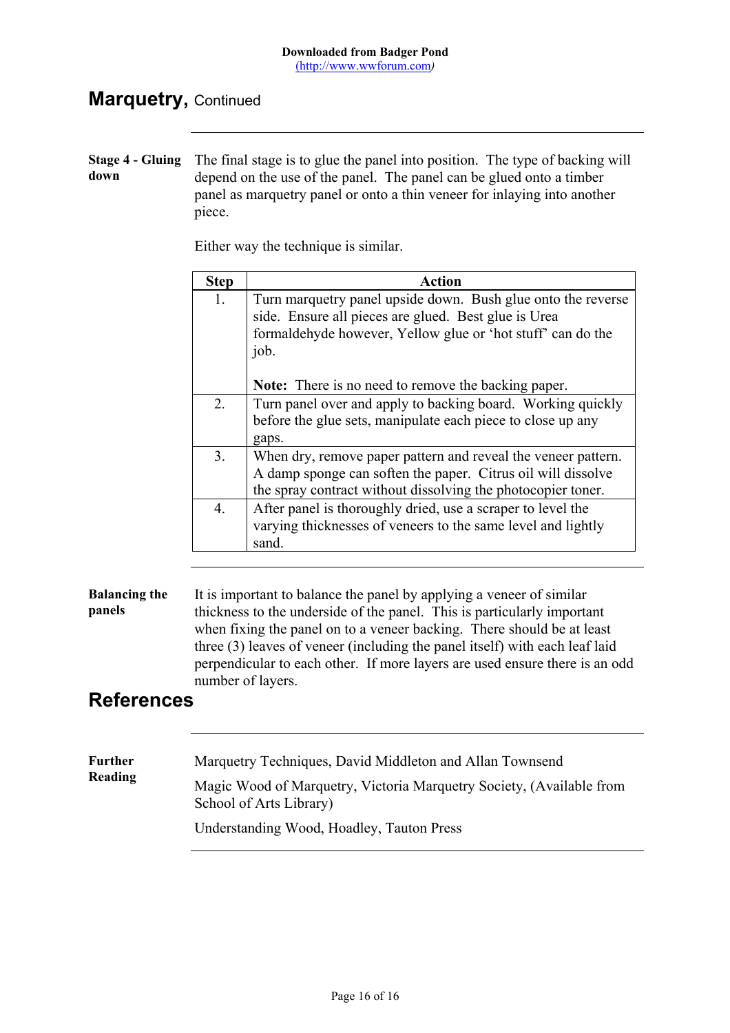# Marquetry, Continued

**Stage 4 - Gluing down**

The final stage is to glue the panel into position. The type of backing will depend on the use of the panel. The panel can be glued onto a timber panel as marquetry panel or onto a thin veneer for inlaying into another piece.

Either way the technique is similar.

| Step | Action |
|---|---|
| 1. | Turn marquetry panel upside down. Bush glue onto the reverse side. Ensure all pieces are glued. Best glue is Urea formaldehyde however, Yellow glue or 'hot stuff' can do the job.<br><br>**Note:** There is no need to remove the backing paper. |
| 2. | Turn panel over and apply to backing board. Working quickly before the glue sets, manipulate each piece to close up any gaps. |
| 3. | When dry, remove paper pattern and reveal the veneer pattern. A damp sponge can soften the paper. Citrus oil will dissolve the spray contract without dissolving the photocopier toner. |
| 4. | After panel is thoroughly dried, use a scraper to level the varying thicknesses of veneers to the same level and lightly sand. |

**Balancing the panels**

It is important to balance the panel by applying a veneer of similar thickness to the underside of the panel. This is particularly important when fixing the panel on to a veneer backing. There should be at least three (3) leaves of veneer (including the panel itself) with each leaf laid perpendicular to each other. If more layers are used ensure there is an odd number of layers.

# References

**Further Reading**

Marquetry Techniques, David Middleton and Allan Townsend

Magic Wood of Marquetry, Victoria Marquetry Society, (Available from School of Arts Library)

Understanding Wood, Hoadley, Tauton Press